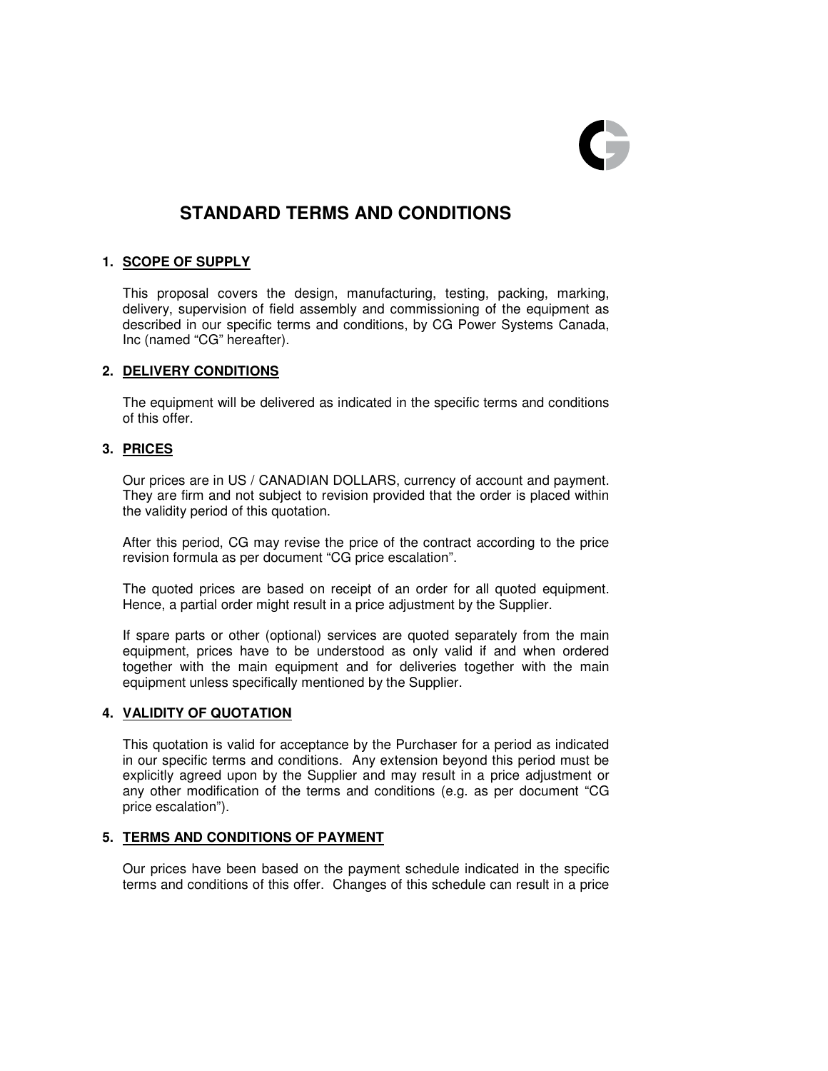# STANDARD TERMS AND CONDITIONS

## 1. SCOPE OF SUPPLY

This proposal covers the design, manufacturing, testing, packing, marking, delivery, supervision of field assembly and commissioning of the equipment as described in our specific terms and conditions, by CG Power Systems Canada, Inc (named "CG" hereafter).

## 2. DELIVERY CONDITIONS

The equipment will be delivered as indicated in the specific terms and conditions of this offer.

## 3. PRICES

Our prices are in US / CANADIAN DOLLARS, currency of account and payment. They are firm and not subject to revision provided that the order is placed within the validity period of this quotation.

After this period, CG may revise the price of the contract according to the price revision formula as per document "CG price escalation".

The quoted prices are based on receipt of an order for all quoted equipment. Hence, a partial order might result in a price adjustment by the Supplier.

If spare parts or other (optional) services are quoted separately from the main equipment, prices have to be understood as only valid if and when ordered together with the main equipment and for deliveries together with the main equipment unless specifically mentioned by the Supplier.

## 4. VALIDITY OF QUOTATION

This quotation is valid for acceptance by the Purchaser for a period as indicated in our specific terms and conditions. Any extension beyond this period must be explicitly agreed upon by the Supplier and may result in a price adjustment or any other modification of the terms and conditions (e.g. as per document "CG price escalation").

## 5. TERMS AND CONDITIONS OF PAYMENT

Our prices have been based on the payment schedule indicated in the specific terms and conditions of this offer. Changes of this schedule can result in a price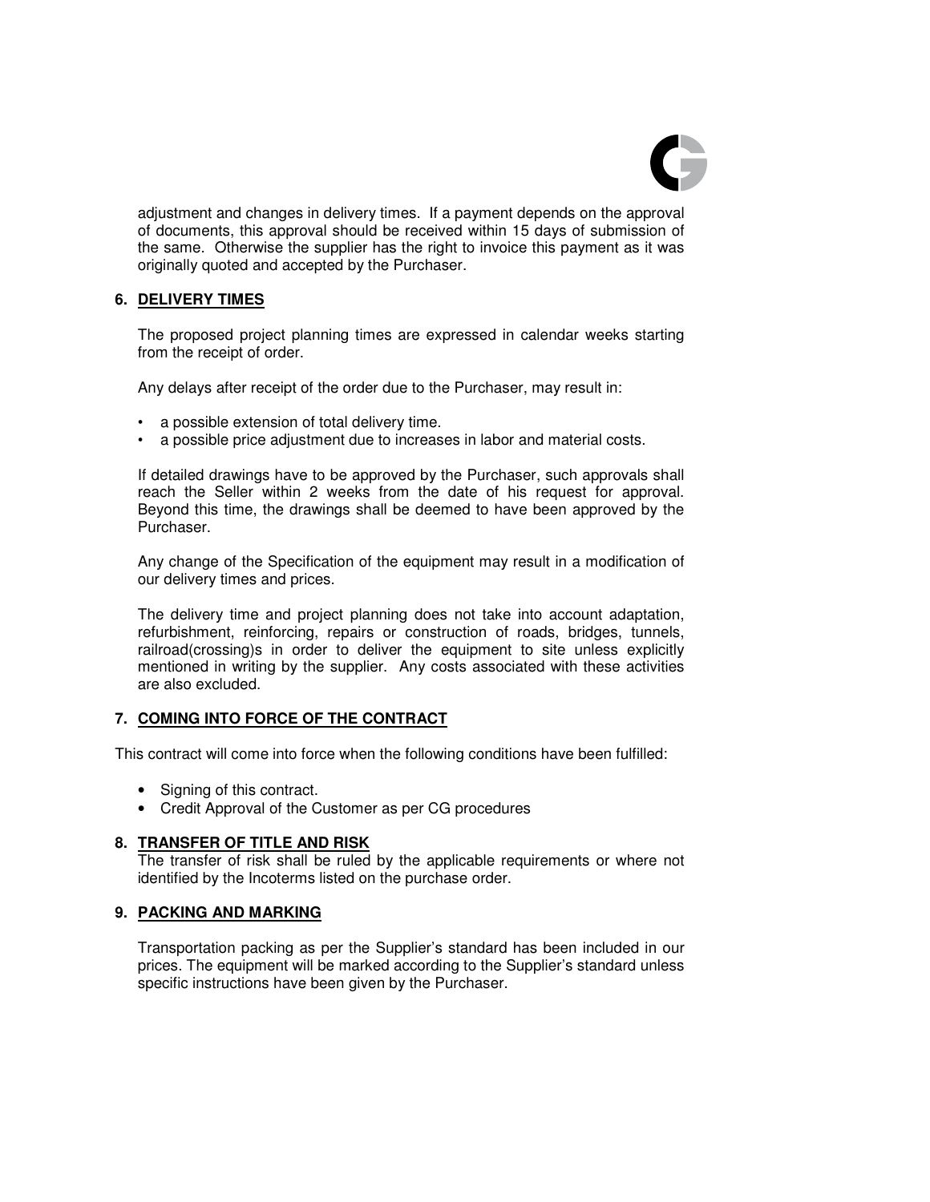adjustment and changes in delivery times. If a payment depends on the approval of documents, this approval should be received within 15 days of submission of the same. Otherwise the supplier has the right to invoice this payment as it was originally quoted and accepted by the Purchaser.

## 6. DELIVERY TIMES

The proposed project planning times are expressed in calendar weeks starting from the receipt of order.

Any delays after receipt of the order due to the Purchaser, may result in:

- a possible extension of total delivery time.
- a possible price adjustment due to increases in labor and material costs.

If detailed drawings have to be approved by the Purchaser, such approvals shall reach the Seller within 2 weeks from the date of his request for approval. Beyond this time, the drawings shall be deemed to have been approved by the Purchaser.

Any change of the Specification of the equipment may result in a modification of our delivery times and prices.

The delivery time and project planning does not take into account adaptation, refurbishment, reinforcing, repairs or construction of roads, bridges, tunnels, railroad(crossing)s in order to deliver the equipment to site unless explicitly mentioned in writing by the supplier. Any costs associated with these activities are also excluded.

## 7. COMING INTO FORCE OF THE CONTRACT

This contract will come into force when the following conditions have been fulfilled:

- Signing of this contract.
- Credit Approval of the Customer as per CG procedures

## 8. TRANSFER OF TITLE AND RISK

The transfer of risk shall be ruled by the applicable requirements or where not identified by the Incoterms listed on the purchase order.

## 9. PACKING AND MARKING

Transportation packing as per the Supplier's standard has been included in our prices. The equipment will be marked according to the Supplier's standard unless specific instructions have been given by the Purchaser.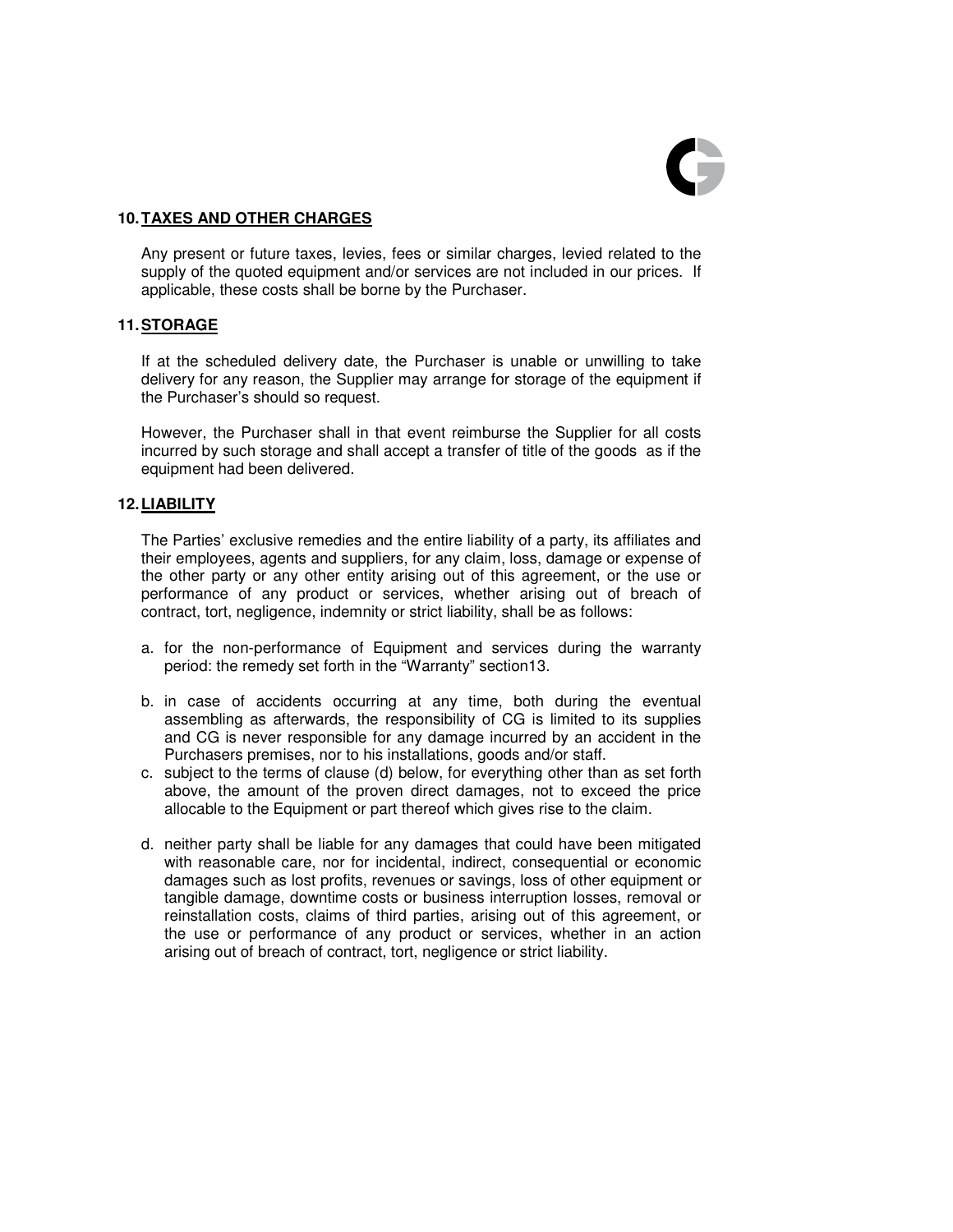## 10. TAXES AND OTHER CHARGES

Any present or future taxes, levies, fees or similar charges, levied related to the supply of the quoted equipment and/or services are not included in our prices. If applicable, these costs shall be borne by the Purchaser.

## 11. STORAGE

If at the scheduled delivery date, the Purchaser is unable or unwilling to take delivery for any reason, the Supplier may arrange for storage of the equipment if the Purchaser's should so request.

However, the Purchaser shall in that event reimburse the Supplier for all costs incurred by such storage and shall accept a transfer of title of the goods as if the equipment had been delivered.

## 12. LIABILITY

The Parties' exclusive remedies and the entire liability of a party, its affiliates and their employees, agents and suppliers, for any claim, loss, damage or expense of the other party or any other entity arising out of this agreement, or the use or performance of any product or services, whether arising out of breach of contract, tort, negligence, indemnity or strict liability, shall be as follows:

a. for the non-performance of Equipment and services during the warranty period: the remedy set forth in the "Warranty" section13.

b. in case of accidents occurring at any time, both during the eventual assembling as afterwards, the responsibility of CG is limited to its supplies and CG is never responsible for any damage incurred by an accident in the Purchasers premises, nor to his installations, goods and/or staff.

c. subject to the terms of clause (d) below, for everything other than as set forth above, the amount of the proven direct damages, not to exceed the price allocable to the Equipment or part thereof which gives rise to the claim.

d. neither party shall be liable for any damages that could have been mitigated with reasonable care, nor for incidental, indirect, consequential or economic damages such as lost profits, revenues or savings, loss of other equipment or tangible damage, downtime costs or business interruption losses, removal or reinstallation costs, claims of third parties, arising out of this agreement, or the use or performance of any product or services, whether in an action arising out of breach of contract, tort, negligence or strict liability.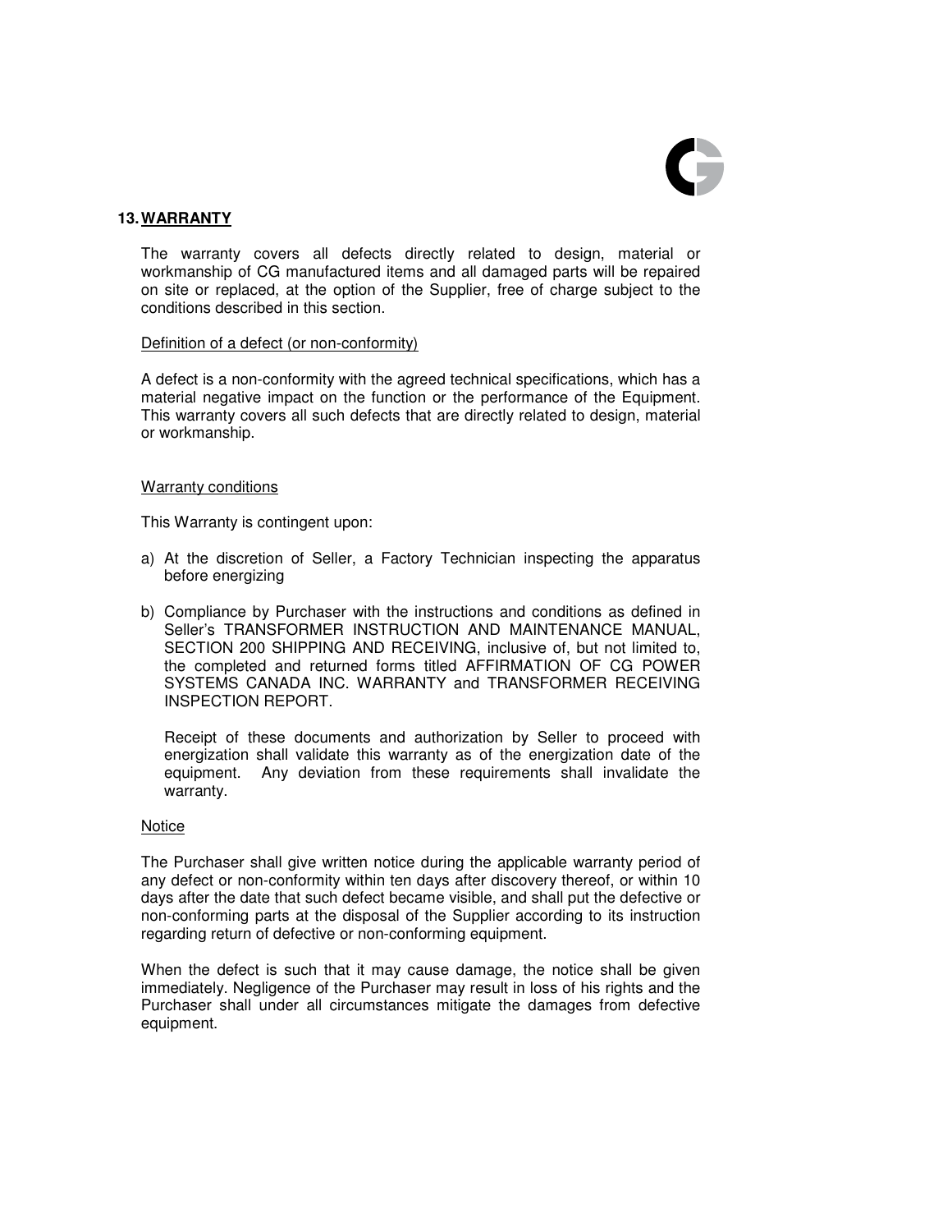## 13. WARRANTY

The warranty covers all defects directly related to design, material or workmanship of CG manufactured items and all damaged parts will be repaired on site or replaced, at the option of the Supplier, free of charge subject to the conditions described in this section.

Definition of a defect (or non-conformity)

A defect is a non-conformity with the agreed technical specifications, which has a material negative impact on the function or the performance of the Equipment. This warranty covers all such defects that are directly related to design, material or workmanship.

Warranty conditions

This Warranty is contingent upon:

a) At the discretion of Seller, a Factory Technician inspecting the apparatus before energizing

b) Compliance by Purchaser with the instructions and conditions as defined in Seller's TRANSFORMER INSTRUCTION AND MAINTENANCE MANUAL, SECTION 200 SHIPPING AND RECEIVING, inclusive of, but not limited to, the completed and returned forms titled AFFIRMATION OF CG POWER SYSTEMS CANADA INC. WARRANTY and TRANSFORMER RECEIVING INSPECTION REPORT.

   Receipt of these documents and authorization by Seller to proceed with energization shall validate this warranty as of the energization date of the equipment. Any deviation from these requirements shall invalidate the warranty.

Notice

The Purchaser shall give written notice during the applicable warranty period of any defect or non-conformity within ten days after discovery thereof, or within 10 days after the date that such defect became visible, and shall put the defective or non-conforming parts at the disposal of the Supplier according to its instruction regarding return of defective or non-conforming equipment.

When the defect is such that it may cause damage, the notice shall be given immediately. Negligence of the Purchaser may result in loss of his rights and the Purchaser shall under all circumstances mitigate the damages from defective equipment.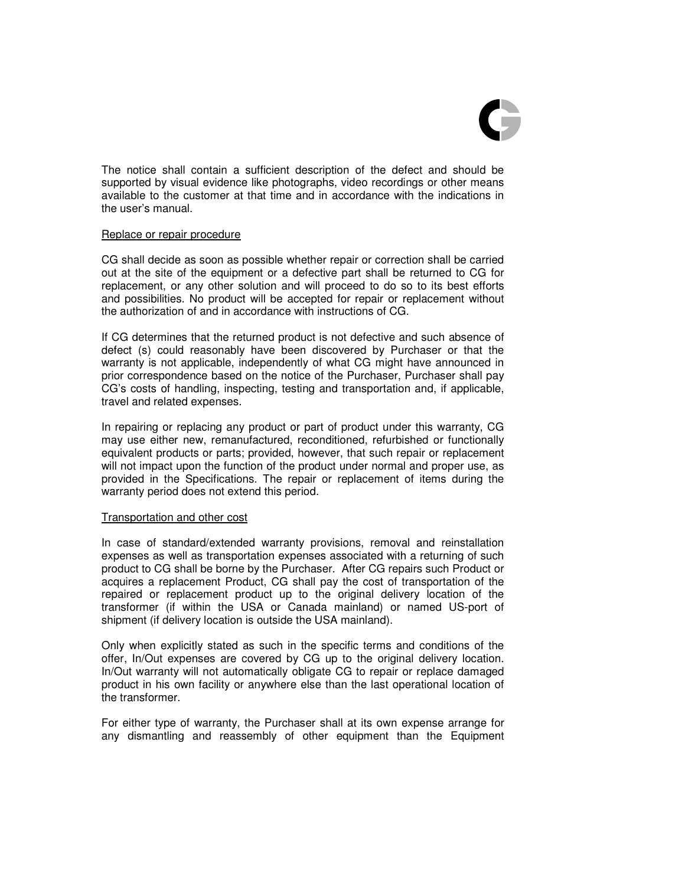The notice shall contain a sufficient description of the defect and should be supported by visual evidence like photographs, video recordings or other means available to the customer at that time and in accordance with the indications in the user's manual.

<u>Replace or repair procedure</u>

CG shall decide as soon as possible whether repair or correction shall be carried out at the site of the equipment or a defective part shall be returned to CG for replacement, or any other solution and will proceed to do so to its best efforts and possibilities. No product will be accepted for repair or replacement without the authorization of and in accordance with instructions of CG.

If CG determines that the returned product is not defective and such absence of defect (s) could reasonably have been discovered by Purchaser or that the warranty is not applicable, independently of what CG might have announced in prior correspondence based on the notice of the Purchaser, Purchaser shall pay CG's costs of handling, inspecting, testing and transportation and, if applicable, travel and related expenses.

In repairing or replacing any product or part of product under this warranty, CG may use either new, remanufactured, reconditioned, refurbished or functionally equivalent products or parts; provided, however, that such repair or replacement will not impact upon the function of the product under normal and proper use, as provided in the Specifications. The repair or replacement of items during the warranty period does not extend this period.

<u>Transportation and other cost</u>

In case of standard/extended warranty provisions, removal and reinstallation expenses as well as transportation expenses associated with a returning of such product to CG shall be borne by the Purchaser. After CG repairs such Product or acquires a replacement Product, CG shall pay the cost of transportation of the repaired or replacement product up to the original delivery location of the transformer (if within the USA or Canada mainland) or named US-port of shipment (if delivery location is outside the USA mainland).

Only when explicitly stated as such in the specific terms and conditions of the offer, In/Out expenses are covered by CG up to the original delivery location. In/Out warranty will not automatically obligate CG to repair or replace damaged product in his own facility or anywhere else than the last operational location of the transformer.

For either type of warranty, the Purchaser shall at its own expense arrange for any dismantling and reassembly of other equipment than the Equipment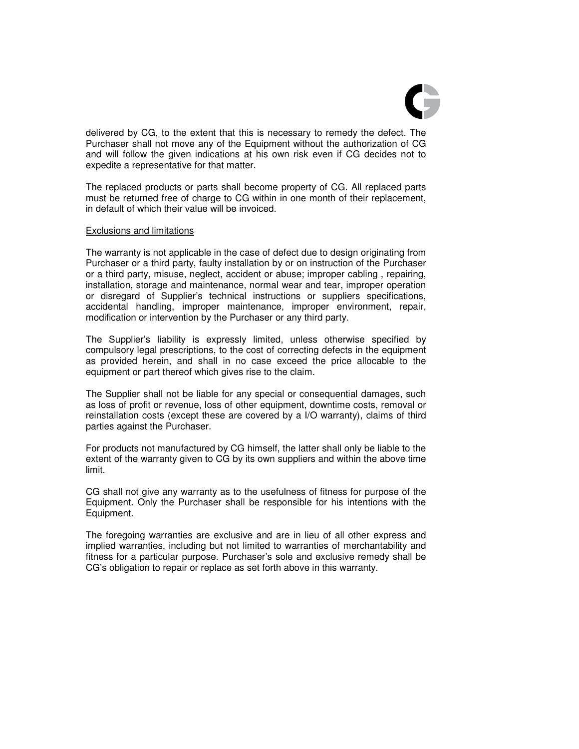delivered by CG, to the extent that this is necessary to remedy the defect. The Purchaser shall not move any of the Equipment without the authorization of CG and will follow the given indications at his own risk even if CG decides not to expedite a representative for that matter.

The replaced products or parts shall become property of CG. All replaced parts must be returned free of charge to CG within in one month of their replacement, in default of which their value will be invoiced.

<u>Exclusions and limitations</u>

The warranty is not applicable in the case of defect due to design originating from Purchaser or a third party, faulty installation by or on instruction of the Purchaser or a third party, misuse, neglect, accident or abuse; improper cabling , repairing, installation, storage and maintenance, normal wear and tear, improper operation or disregard of Supplier's technical instructions or suppliers specifications, accidental handling, improper maintenance, improper environment, repair, modification or intervention by the Purchaser or any third party.

The Supplier's liability is expressly limited, unless otherwise specified by compulsory legal prescriptions, to the cost of correcting defects in the equipment as provided herein, and shall in no case exceed the price allocable to the equipment or part thereof which gives rise to the claim.

The Supplier shall not be liable for any special or consequential damages, such as loss of profit or revenue, loss of other equipment, downtime costs, removal or reinstallation costs (except these are covered by a I/O warranty), claims of third parties against the Purchaser.

For products not manufactured by CG himself, the latter shall only be liable to the extent of the warranty given to CG by its own suppliers and within the above time limit.

CG shall not give any warranty as to the usefulness of fitness for purpose of the Equipment. Only the Purchaser shall be responsible for his intentions with the Equipment.

The foregoing warranties are exclusive and are in lieu of all other express and implied warranties, including but not limited to warranties of merchantability and fitness for a particular purpose. Purchaser's sole and exclusive remedy shall be CG's obligation to repair or replace as set forth above in this warranty.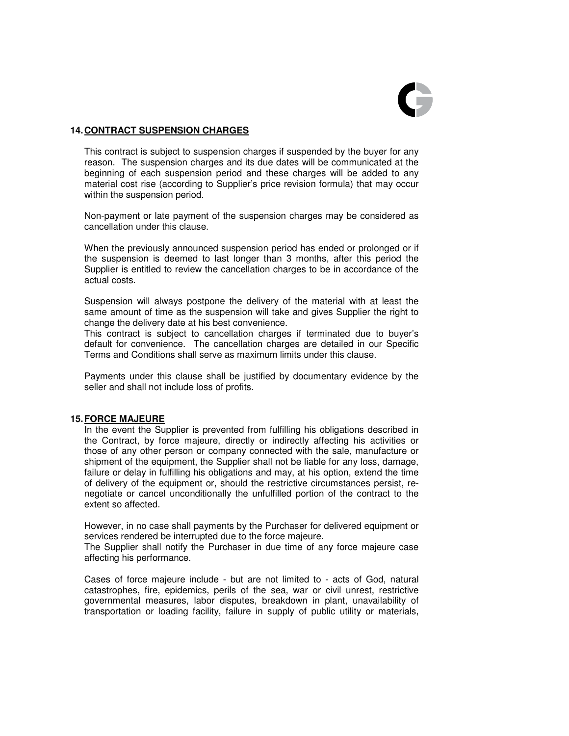## 14. CONTRACT SUSPENSION CHARGES

This contract is subject to suspension charges if suspended by the buyer for any reason. The suspension charges and its due dates will be communicated at the beginning of each suspension period and these charges will be added to any material cost rise (according to Supplier's price revision formula) that may occur within the suspension period.

Non-payment or late payment of the suspension charges may be considered as cancellation under this clause.

When the previously announced suspension period has ended or prolonged or if the suspension is deemed to last longer than 3 months, after this period the Supplier is entitled to review the cancellation charges to be in accordance of the actual costs.

Suspension will always postpone the delivery of the material with at least the same amount of time as the suspension will take and gives Supplier the right to change the delivery date at his best convenience.
This contract is subject to cancellation charges if terminated due to buyer's default for convenience. The cancellation charges are detailed in our Specific Terms and Conditions shall serve as maximum limits under this clause.

Payments under this clause shall be justified by documentary evidence by the seller and shall not include loss of profits.

## 15. FORCE MAJEURE

In the event the Supplier is prevented from fulfilling his obligations described in the Contract, by force majeure, directly or indirectly affecting his activities or those of any other person or company connected with the sale, manufacture or shipment of the equipment, the Supplier shall not be liable for any loss, damage, failure or delay in fulfilling his obligations and may, at his option, extend the time of delivery of the equipment or, should the restrictive circumstances persist, re-negotiate or cancel unconditionally the unfulfilled portion of the contract to the extent so affected.

However, in no case shall payments by the Purchaser for delivered equipment or services rendered be interrupted due to the force majeure.
The Supplier shall notify the Purchaser in due time of any force majeure case affecting his performance.

Cases of force majeure include - but are not limited to - acts of God, natural catastrophes, fire, epidemics, perils of the sea, war or civil unrest, restrictive governmental measures, labor disputes, breakdown in plant, unavailability of transportation or loading facility, failure in supply of public utility or materials,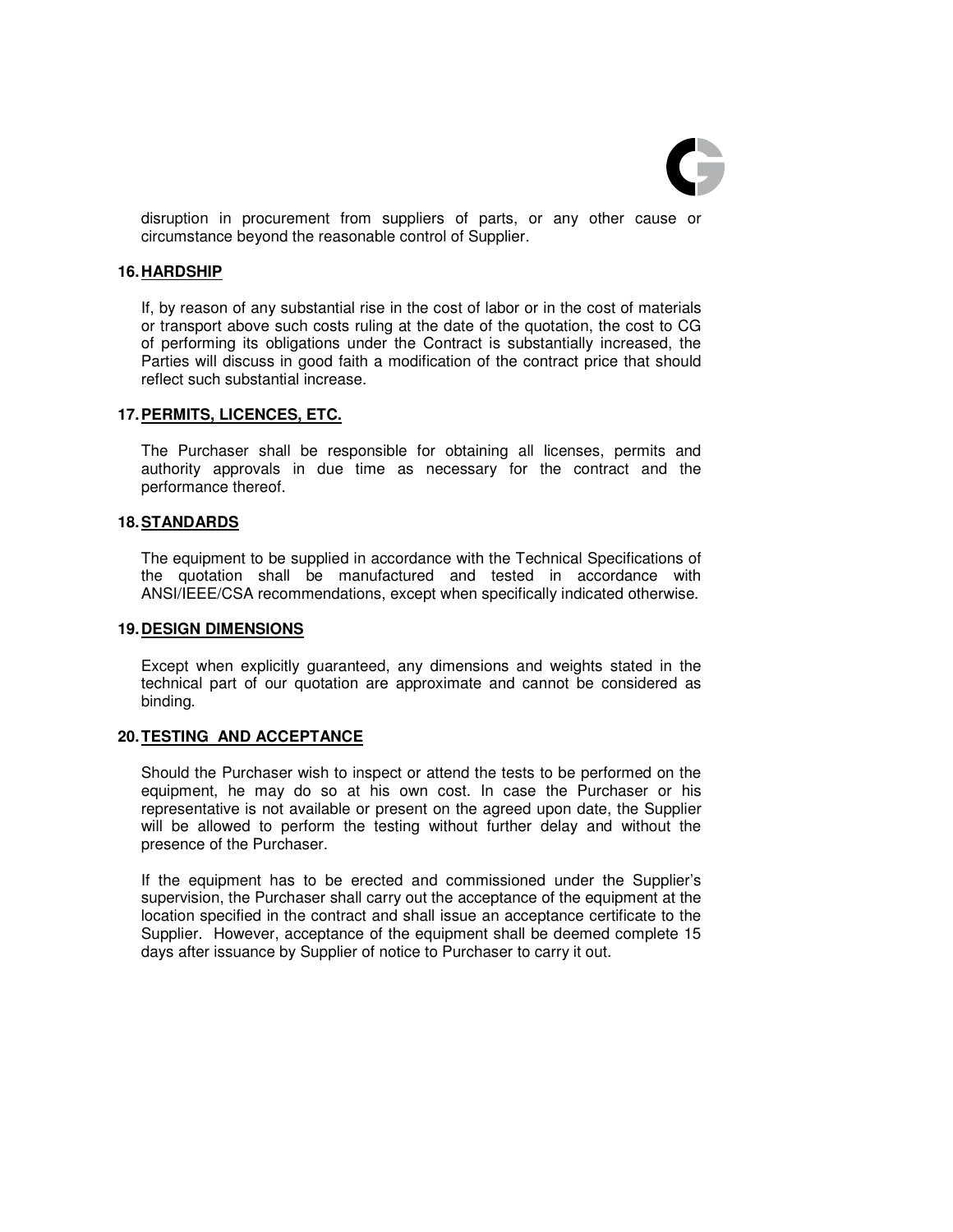disruption in procurement from suppliers of parts, or any other cause or circumstance beyond the reasonable control of Supplier.

## 16. HARDSHIP

If, by reason of any substantial rise in the cost of labor or in the cost of materials or transport above such costs ruling at the date of the quotation, the cost to CG of performing its obligations under the Contract is substantially increased, the Parties will discuss in good faith a modification of the contract price that should reflect such substantial increase.

## 17. PERMITS, LICENCES, ETC.

The Purchaser shall be responsible for obtaining all licenses, permits and authority approvals in due time as necessary for the contract and the performance thereof.

## 18. STANDARDS

The equipment to be supplied in accordance with the Technical Specifications of the quotation shall be manufactured and tested in accordance with ANSI/IEEE/CSA recommendations, except when specifically indicated otherwise.

## 19. DESIGN DIMENSIONS

Except when explicitly guaranteed, any dimensions and weights stated in the technical part of our quotation are approximate and cannot be considered as binding.

## 20. TESTING AND ACCEPTANCE

Should the Purchaser wish to inspect or attend the tests to be performed on the equipment, he may do so at his own cost. In case the Purchaser or his representative is not available or present on the agreed upon date, the Supplier will be allowed to perform the testing without further delay and without the presence of the Purchaser.

If the equipment has to be erected and commissioned under the Supplier's supervision, the Purchaser shall carry out the acceptance of the equipment at the location specified in the contract and shall issue an acceptance certificate to the Supplier. However, acceptance of the equipment shall be deemed complete 15 days after issuance by Supplier of notice to Purchaser to carry it out.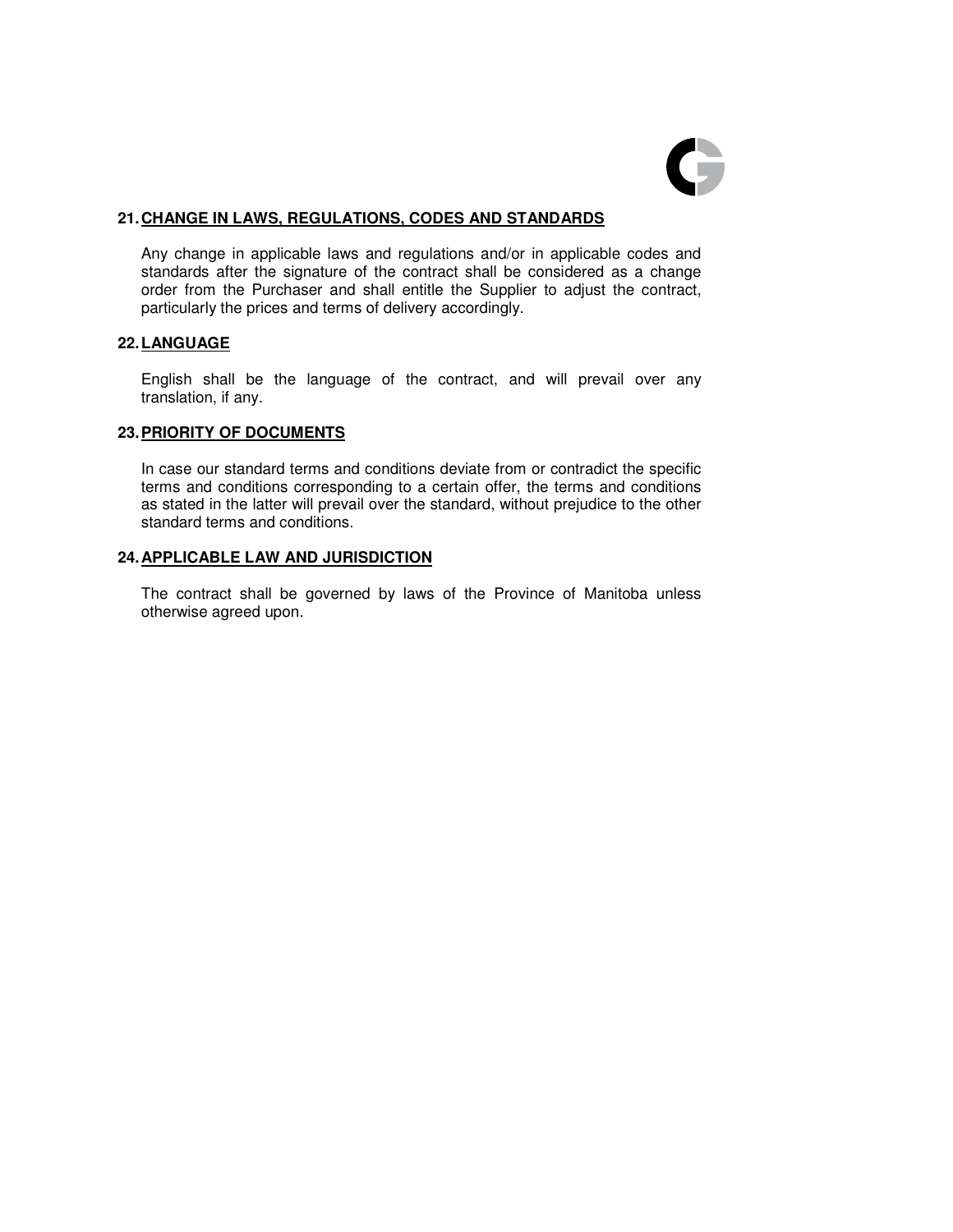## 21. CHANGE IN LAWS, REGULATIONS, CODES AND STANDARDS

Any change in applicable laws and regulations and/or in applicable codes and standards after the signature of the contract shall be considered as a change order from the Purchaser and shall entitle the Supplier to adjust the contract, particularly the prices and terms of delivery accordingly.

## 22. LANGUAGE

English shall be the language of the contract, and will prevail over any translation, if any.

## 23. PRIORITY OF DOCUMENTS

In case our standard terms and conditions deviate from or contradict the specific terms and conditions corresponding to a certain offer, the terms and conditions as stated in the latter will prevail over the standard, without prejudice to the other standard terms and conditions.

## 24. APPLICABLE LAW AND JURISDICTION

The contract shall be governed by laws of the Province of Manitoba unless otherwise agreed upon.